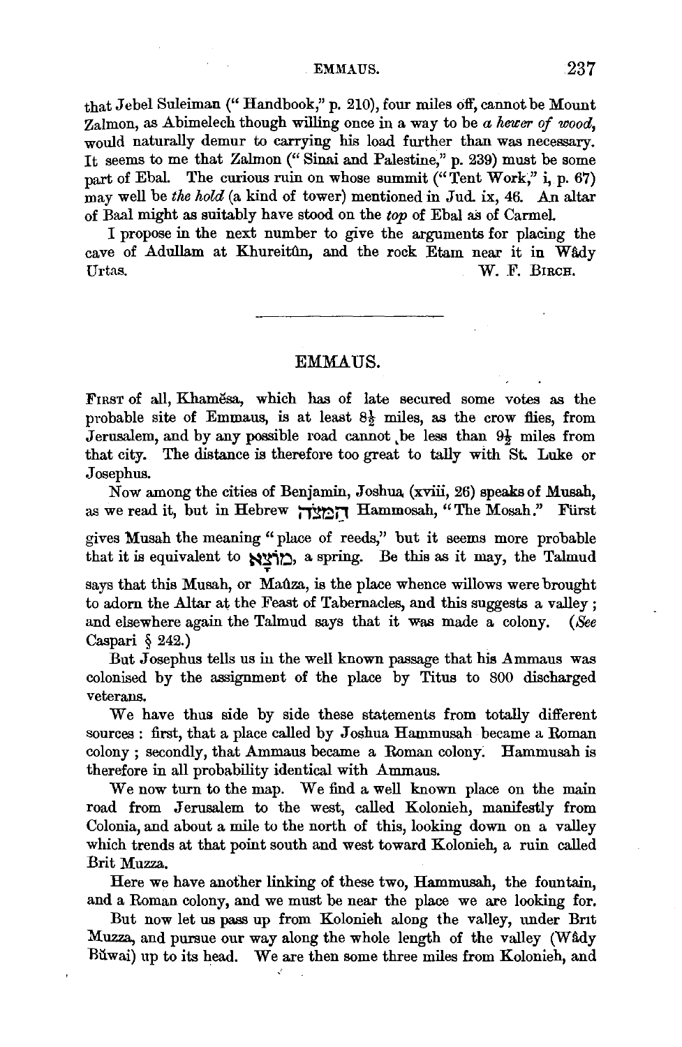that Jebel Suleiman ("Handbook," p. 210), four miles off, cannot be Mount Zalmon, as Abimelech though willing once in a way to be *a hewer of wood*, would naturally demur to carrying his load further than was necessary. It seems to me that Zalmon ("Sinai and Palestine," p. 239) must be some part of Ebal. The curious ruin on whose summit ("Tent Work," i, p. 67) may well be *the hold* (a kind of tower) mentioned in Jud. ix, 46. An altar of Baal might as suitably have stood on the *top* of Ebal as of Carmel.

I propose in the next number to give the arguments for placing the cave of Adullam at Khureitûn, and the rock Etam near it in Wâdy Urtas.

W. F. Birch.

---

## EMMAUS.

First of all, Khamĕsa, which has of late secured some votes as the probable site of Emmaus, is at least $8\frac{1}{2}$ miles, as the crow flies, from Jerusalem, and by any possible road cannot be less than $9\frac{1}{2}$ miles from that city. The distance is therefore too great to tally with St. Luke or Josephus.

Now among the cities of Benjamin, Joshua (xviii, 26) speaks of Musah, as we read it, but in Hebrew הַמֹּצָה Hammosah, "The Mosah." Fürst gives Musah the meaning "place of reeds," but it seems more probable that it is equivalent to מוֹצָא, a spring. Be this as it may, the Talmud says that this Musah, or Maûza, is the place whence willows were brought to adorn the Altar at the Feast of Tabernacles, and this suggests a valley; and elsewhere again the Talmud says that it was made a colony. (*See* Caspari § 242.)

But Josephus tells us in the well known passage that his Ammaus was colonised by the assignment of the place by Titus to 800 discharged veterans.

We have thus side by side these statements from totally different sources: first, that a place called by Joshua Hammusah became a Roman colony; secondly, that Ammaus became a Roman colony. Hammusah is therefore in all probability identical with Ammaus.

We now turn to the map. We find a well known place on the main road from Jerusalem to the west, called Kolonieh, manifestly from Colonia, and about a mile to the north of this, looking down on a valley which trends at that point south and west toward Kolonieh, a ruin called Brit Muzza.

Here we have another linking of these two, Hammusah, the fountain, and a Roman colony, and we must be near the place we are looking for.

But now let us pass up from Kolonieh along the valley, under Brit Muzza, and pursue our way along the whole length of the valley (Wâdy Bŭwai) up to its head. We are then some three miles from Kolonieh, and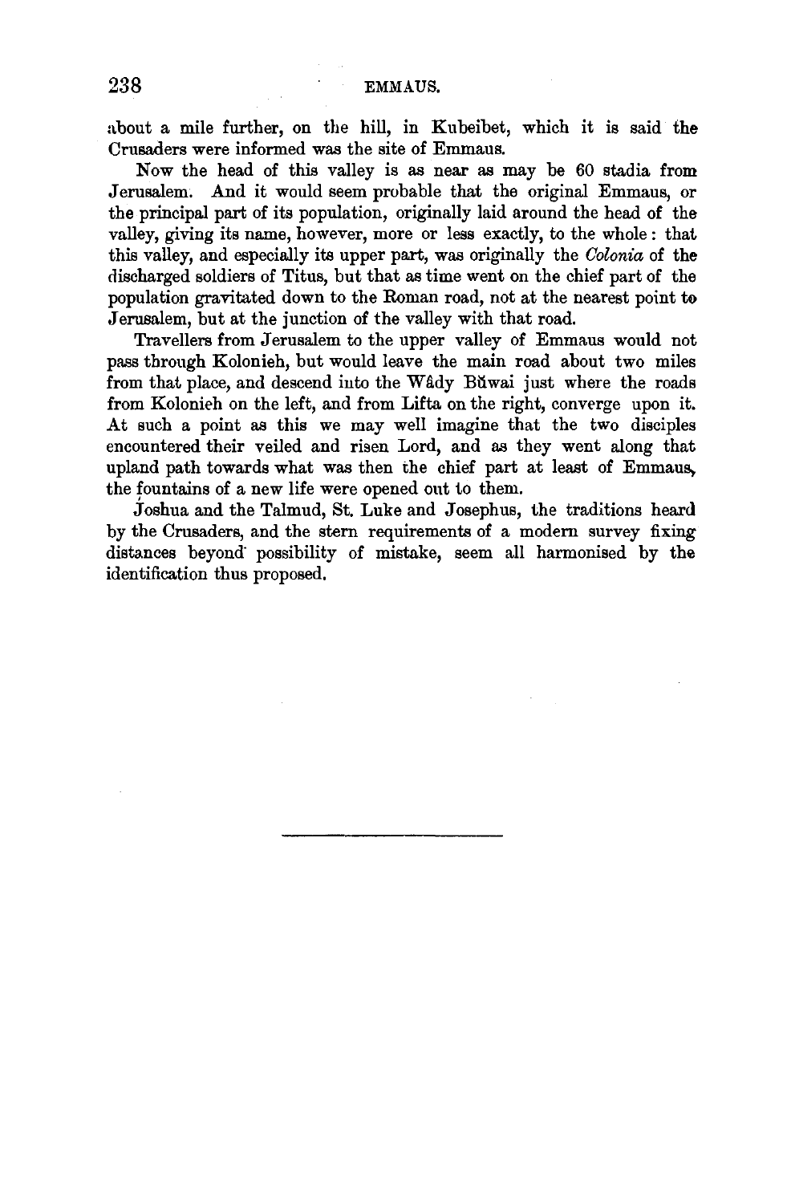about a mile further, on the hill, in Kubeibet, which it is said the Crusaders were informed was the site of Emmaus.

Now the head of this valley is as near as may be 60 stadia from Jerusalem. And it would seem probable that the original Emmaus, or the principal part of its population, originally laid around the head of the valley, giving its name, however, more or less exactly, to the whole: that this valley, and especially its upper part, was originally the *Colonia* of the discharged soldiers of Titus, but that as time went on the chief part of the population gravitated down to the Roman road, not at the nearest point to Jerusalem, but at the junction of the valley with that road.

Travellers from Jerusalem to the upper valley of Emmaus would not pass through Kolonieh, but would leave the main road about two miles from that place, and descend into the Wâdy Bŭwai just where the roads from Kolonieh on the left, and from Lifta on the right, converge upon it. At such a point as this we may well imagine that the two disciples encountered their veiled and risen Lord, and as they went along that upland path towards what was then the chief part at least of Emmaus, the fountains of a new life were opened out to them.

Joshua and the Talmud, St. Luke and Josephus, the traditions heard by the Crusaders, and the stern requirements of a modern survey fixing distances beyond possibility of mistake, seem all harmonised by the identification thus proposed.